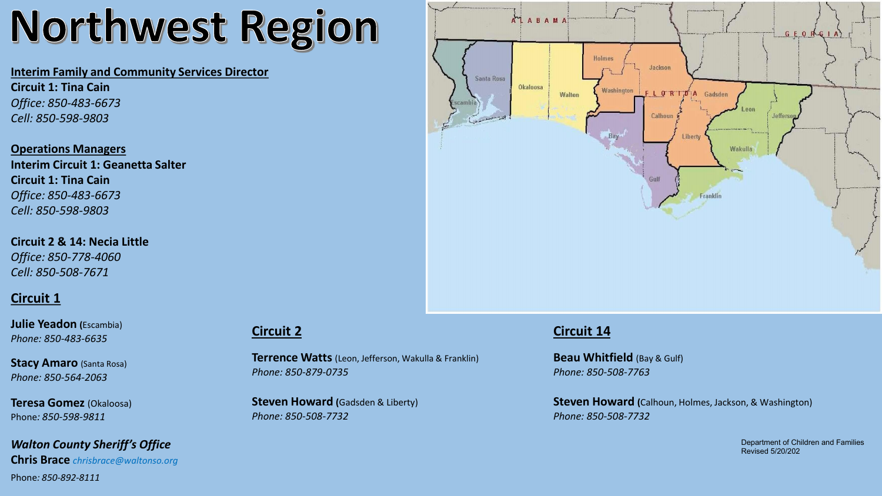# Northwest Region

**Interim Family and Community Services Director**
**Circuit 1: Tina Cain**
*Office: 850-483-6673*
*Cell: 850-598-9803*

**Operations Managers**
**Interim Circuit 1: Geanetta Salter**
**Circuit 1: Tina Cain**
*Office: 850-483-6673*
*Cell: 850-598-9803*

**Circuit 2 & 14: Necia Little**
*Office: 850-778-4060*
*Cell: 850-508-7671*

## Circuit 1

**Julie Yeadon** (Escambia)
*Phone: 850-483-6635*

**Stacy Amaro** (Santa Rosa)
*Phone: 850-564-2063*

**Teresa Gomez** (Okaloosa)
Phone: *850-598-9811*

***Walton County Sheriff's Office***
**Chris Brace** *chrisbrace@waltonso.org*
Phone: *850-892-8111*

## Circuit 2

**Terrence Watts** (Leon, Jefferson, Wakulla & Franklin)
*Phone: 850-879-0735*

**Steven Howard** (Gadsden & Liberty)
*Phone: 850-508-7732*

## Circuit 14

**Beau Whitfield** (Bay & Gulf)
*Phone: 850-508-7763*

**Steven Howard** (Calhoun, Holmes, Jackson, & Washington)
*Phone: 850-508-7732*

Department of Children and Families
Revised 5/20/202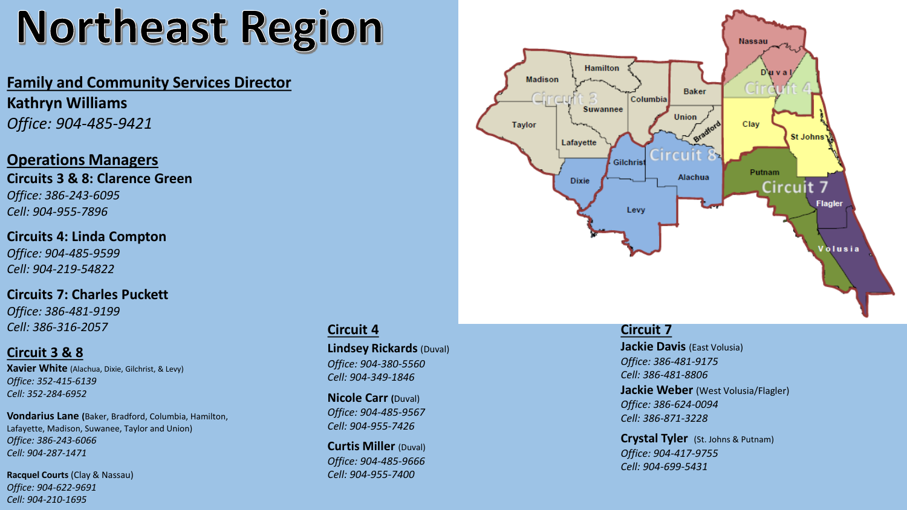# Northeast Region

**Family and Community Services Director**
**Kathryn Williams**
*Office: 904-485-9421*

**Operations Managers**

**Circuits 3 & 8: Clarence Green**
*Office: 386-243-6095*
*Cell: 904-955-7896*

**Circuits 4: Linda Compton**
*Office: 904-485-9599*
*Cell: 904-219-54822*

**Circuits 7: Charles Puckett**
*Office: 386-481-9199*
*Cell: 386-316-2057*

## Circuit 3 & 8

**Xavier White** (Alachua, Dixie, Gilchrist, & Levy)
*Office: 352-415-6139*
*Cell: 352-284-6952*

**Vondarius Lane** (Baker, Bradford, Columbia, Hamilton, Lafayette, Madison, Suwanee, Taylor and Union)
*Office: 386-243-6066*
*Cell: 904-287-1471*

**Racquel Courts** (Clay & Nassau)
*Office: 904-622-9691*
*Cell: 904-210-1695*

## Circuit 4

**Lindsey Rickards** (Duval)
*Office: 904-380-5560*
*Cell: 904-349-1846*

**Nicole Carr** (Duval)
*Office: 904-485-9567*
*Cell: 904-955-7426*

**Curtis Miller** (Duval)
*Office: 904-485-9666*
*Cell: 904-955-7400*

## Circuit 7

**Jackie Davis** (East Volusia)
*Office: 386-481-9175*
*Cell: 386-481-8806*

**Jackie Weber** (West Volusia/Flagler)
*Office: 386-624-0094*
*Cell: 386-871-3228*

**Crystal Tyler** (St. Johns & Putnam)
*Office: 904-417-9755*
*Cell: 904-699-5431*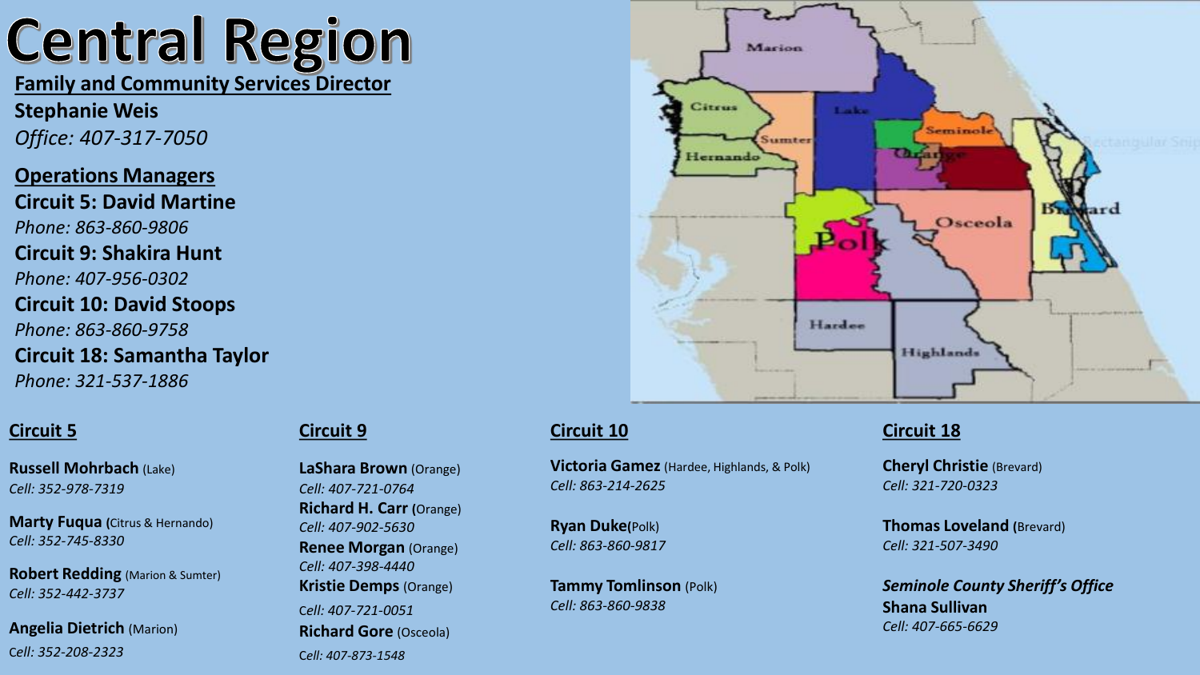# Central Region

**Family and Community Services Director**

**Stephanie Weis**
*Office: 407-317-7050*

**Operations Managers**

**Circuit 5: David Martine**
*Phone: 863-860-9806*

**Circuit 9: Shakira Hunt**
*Phone: 407-956-0302*

**Circuit 10: David Stoops**
*Phone: 863-860-9758*

**Circuit 18: Samantha Taylor**
*Phone: 321-537-1886*

## Circuit 5

**Russell Mohrbach** (Lake)
*Cell: 352-978-7319*

**Marty Fuqua** (Citrus & Hernando)
*Cell: 352-745-8330*

**Robert Redding** (Marion & Sumter)
*Cell: 352-442-3737*

**Angelia Dietrich** (Marion)
*Cell: 352-208-2323*

## Circuit 9

**LaShara Brown** (Orange)
*Cell: 407-721-0764*

**Richard H. Carr** (Orange)
*Cell: 407-902-5630*

**Renee Morgan** (Orange)
*Cell: 407-398-4440*

**Kristie Demps** (Orange)
*Cell: 407-721-0051*

**Richard Gore** (Osceola)
*Cell: 407-873-1548*

## Circuit 10

**Victoria Gamez** (Hardee, Highlands, & Polk)
*Cell: 863-214-2625*

**Ryan Duke**(Polk)
*Cell: 863-860-9817*

**Tammy Tomlinson** (Polk)
*Cell: 863-860-9838*

## Circuit 18

**Cheryl Christie** (Brevard)
*Cell: 321-720-0323*

**Thomas Loveland** (Brevard)
*Cell: 321-507-3490*

***Seminole County Sheriff's Office***
**Shana Sullivan**
*Cell: 407-665-6629*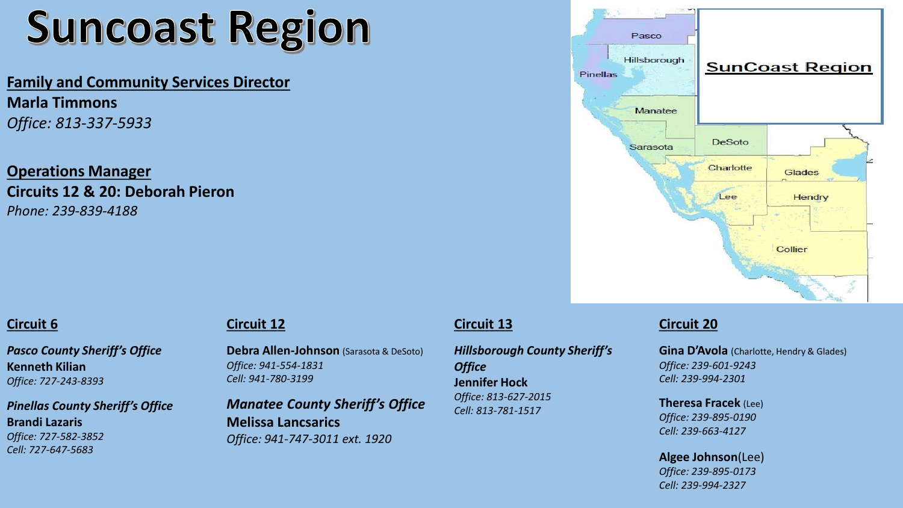# Suncoast Region

**Family and Community Services Director**
**Marla Timmons**
*Office: 813-337-5933*

**Operations Manager**
**Circuits 12 & 20: Deborah Pieron**
*Phone: 239-839-4188*

## Circuit 6

***Pasco County Sheriff's Office***
**Kenneth Kilian**
*Office: 727-243-8393*

***Pinellas County Sheriff's Office***
**Brandi Lazaris**
*Office: 727-582-3852*
*Cell: 727-647-5683*

## Circuit 12

**Debra Allen-Johnson** (Sarasota & DeSoto)
*Office: 941-554-1831*
*Cell: 941-780-3199*

***Manatee County Sheriff's Office***
**Melissa Lancsarics**
*Office: 941-747-3011 ext. 1920*

## Circuit 13

***Hillsborough County Sheriff's Office***
**Jennifer Hock**
*Office: 813-627-2015*
*Cell: 813-781-1517*

## Circuit 20

**Gina D'Avola** (Charlotte, Hendry & Glades)
*Office: 239-601-9243*
*Cell: 239-994-2301*

**Theresa Fracek** (Lee)
*Office: 239-895-0190*
*Cell: 239-663-4127*

**Algee Johnson**(Lee)
*Office: 239-895-0173*
*Cell: 239-994-2327*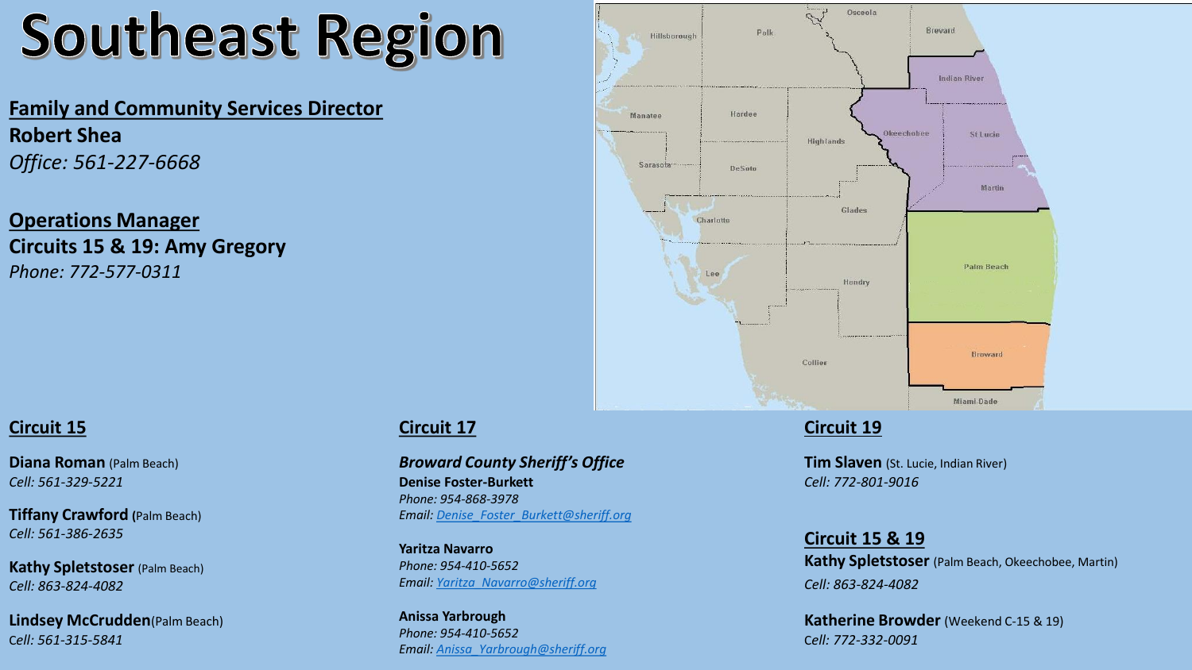# Southeast Region

**Family and Community Services Director**
**Robert Shea**
*Office: 561-227-6668*

**Operations Manager**
**Circuits 15 & 19: Amy Gregory**
*Phone: 772-577-0311*

## Circuit 15

**Diana Roman** (Palm Beach)
*Cell: 561-329-5221*

**Tiffany Crawford** (Palm Beach)
*Cell: 561-386-2635*

**Kathy Spletstoser** (Palm Beach)
*Cell: 863-824-4082*

**Lindsey McCrudden**(Palm Beach)
*Cell: 561-315-5841*

## Circuit 17

***Broward County Sheriff's Office***

**Denise Foster-Burkett**
*Phone: 954-868-3978*
*Email: Denise_Foster_Burkett@sheriff.org*

**Yaritza Navarro**
*Phone: 954-410-5652*
*Email: Yaritza_Navarro@sheriff.org*

**Anissa Yarbrough**
*Phone: 954-410-5652*
*Email: Anissa_Yarbrough@sheriff.org*

## Circuit 19

**Tim Slaven** (St. Lucie, Indian River)
*Cell: 772-801-9016*

## Circuit 15 & 19

**Kathy Spletstoser** (Palm Beach, Okeechobee, Martin)
*Cell: 863-824-4082*

**Katherine Browder** (Weekend C-15 & 19)
*Cell: 772-332-0091*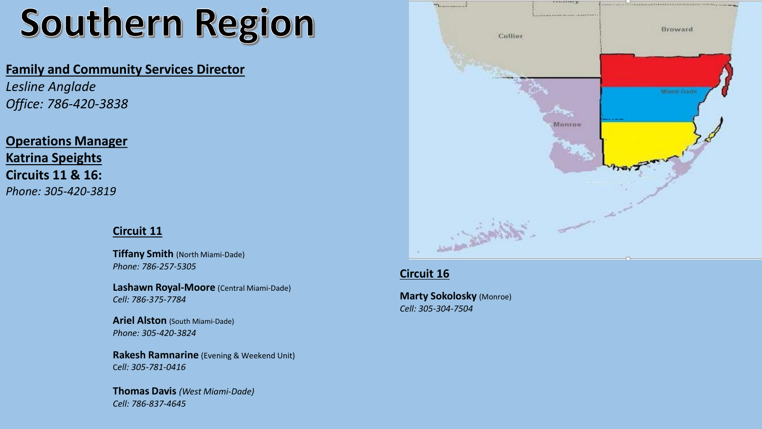# Southern Region

**Family and Community Services Director**

*Lesline Anglade*

*Office: 786-420-3838*

**Operations Manager**

**Katrina Speights**

**Circuits 11 & 16:**

*Phone: 305-420-3819*

## Circuit 11

**Tiffany Smith** (North Miami-Dade)
*Phone: 786-257-5305*

**Lashawn Royal-Moore** (Central Miami-Dade)
*Cell: 786-375-7784*

**Ariel Alston** (South Miami-Dade)
*Phone: 305-420-3824*

**Rakesh Ramnarine** (Evening & Weekend Unit)
Cell: *305-781-0416*

**Thomas Davis** *(West Miami-Dade)*
*Cell: 786-837-4645*

Collier

Broward

Miami-Dade

Monroe

## Circuit 16

**Marty Sokolosky** (Monroe)
*Cell: 305-304-7504*